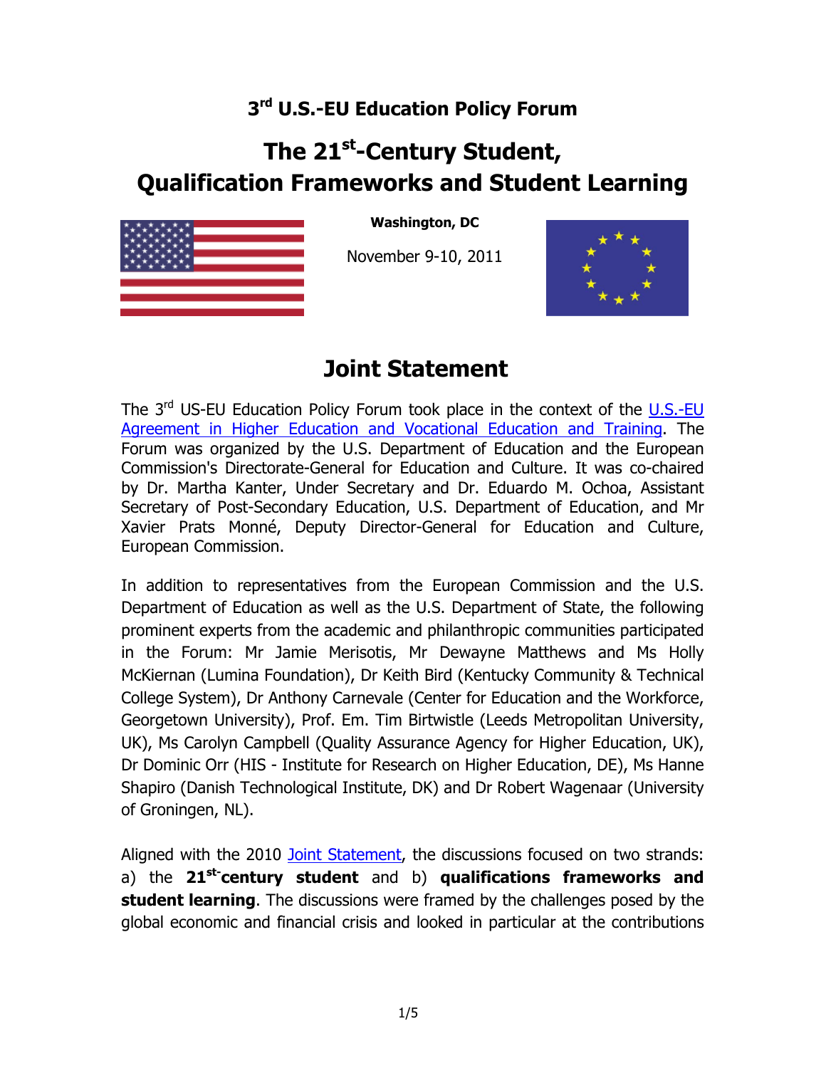## 3rd U.S.-EU Education Policy Forum

# The 21st-Century Student, Qualification Frameworks and Student Learning

**Washington, DC**

November 9-10, 2011

## Joint Statement

The 3rd US-EU Education Policy Forum took place in the context of the U.S.-EU Agreement in Higher Education and Vocational Education and Training. The Forum was organized by the U.S. Department of Education and the European Commission's Directorate-General for Education and Culture. It was co-chaired by Dr. Martha Kanter, Under Secretary and Dr. Eduardo M. Ochoa, Assistant Secretary of Post-Secondary Education, U.S. Department of Education, and Mr Xavier Prats Monné, Deputy Director-General for Education and Culture, European Commission.

In addition to representatives from the European Commission and the U.S. Department of Education as well as the U.S. Department of State, the following prominent experts from the academic and philanthropic communities participated in the Forum: Mr Jamie Merisotis, Mr Dewayne Matthews and Ms Holly McKiernan (Lumina Foundation), Dr Keith Bird (Kentucky Community & Technical College System), Dr Anthony Carnevale (Center for Education and the Workforce, Georgetown University), Prof. Em. Tim Birtwistle (Leeds Metropolitan University, UK), Ms Carolyn Campbell (Quality Assurance Agency for Higher Education, UK), Dr Dominic Orr (HIS - Institute for Research on Higher Education, DE), Ms Hanne Shapiro (Danish Technological Institute, DK) and Dr Robert Wagenaar (University of Groningen, NL).

Aligned with the 2010 Joint Statement, the discussions focused on two strands: a) the **21st-century student** and b) **qualifications frameworks and student learning**. The discussions were framed by the challenges posed by the global economic and financial crisis and looked in particular at the contributions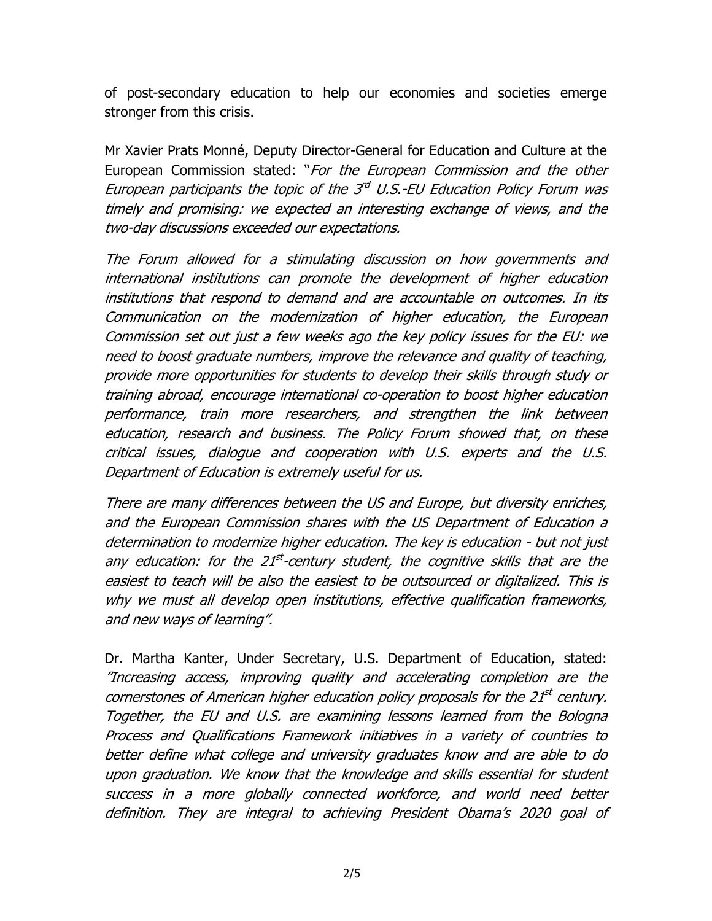of post-secondary education to help our economies and societies emerge stronger from this crisis.

Mr Xavier Prats Monné, Deputy Director-General for Education and Culture at the European Commission stated: "*For the European Commission and the other European participants the topic of the 3rd U.S.-EU Education Policy Forum was timely and promising: we expected an interesting exchange of views, and the two-day discussions exceeded our expectations.*

*The Forum allowed for a stimulating discussion on how governments and international institutions can promote the development of higher education institutions that respond to demand and are accountable on outcomes. In its Communication on the modernization of higher education, the European Commission set out just a few weeks ago the key policy issues for the EU: we need to boost graduate numbers, improve the relevance and quality of teaching, provide more opportunities for students to develop their skills through study or training abroad, encourage international co-operation to boost higher education performance, train more researchers, and strengthen the link between education, research and business. The Policy Forum showed that, on these critical issues, dialogue and cooperation with U.S. experts and the U.S. Department of Education is extremely useful for us.*

*There are many differences between the US and Europe, but diversity enriches, and the European Commission shares with the US Department of Education a determination to modernize higher education. The key is education - but not just any education: for the 21st-century student, the cognitive skills that are the easiest to teach will be also the easiest to be outsourced or digitalized. This is why we must all develop open institutions, effective qualification frameworks, and new ways of learning".*

Dr. Martha Kanter, Under Secretary, U.S. Department of Education, stated: *"Increasing access, improving quality and accelerating completion are the cornerstones of American higher education policy proposals for the 21st century. Together, the EU and U.S. are examining lessons learned from the Bologna Process and Qualifications Framework initiatives in a variety of countries to better define what college and university graduates know and are able to do upon graduation. We know that the knowledge and skills essential for student success in a more globally connected workforce, and world need better definition. They are integral to achieving President Obama's 2020 goal of*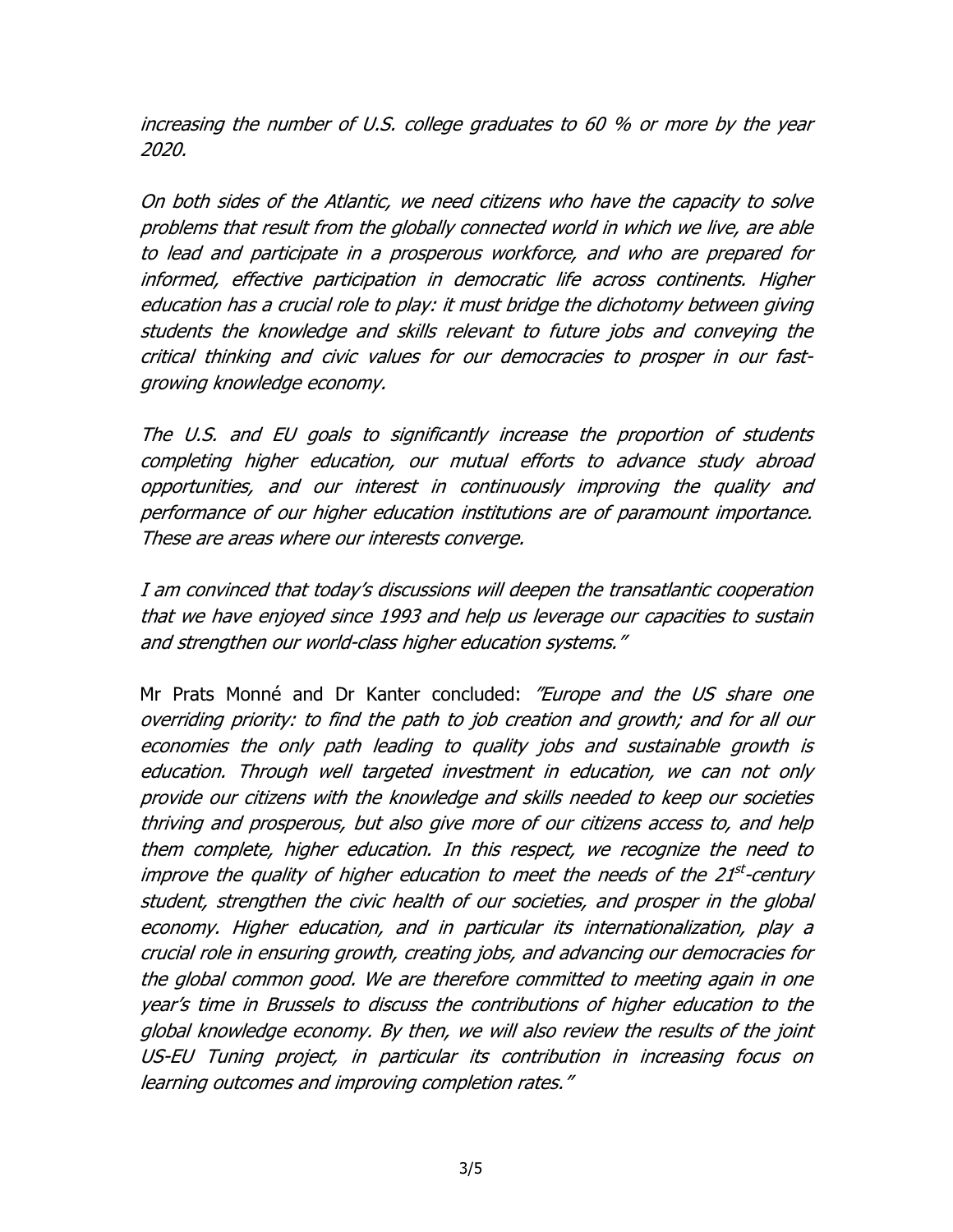*increasing the number of U.S. college graduates to 60 % or more by the year 2020.*

*On both sides of the Atlantic, we need citizens who have the capacity to solve problems that result from the globally connected world in which we live, are able to lead and participate in a prosperous workforce, and who are prepared for informed, effective participation in democratic life across continents. Higher education has a crucial role to play: it must bridge the dichotomy between giving students the knowledge and skills relevant to future jobs and conveying the critical thinking and civic values for our democracies to prosper in our fast-growing knowledge economy.*

*The U.S. and EU goals to significantly increase the proportion of students completing higher education, our mutual efforts to advance study abroad opportunities, and our interest in continuously improving the quality and performance of our higher education institutions are of paramount importance. These are areas where our interests converge.*

*I am convinced that today's discussions will deepen the transatlantic cooperation that we have enjoyed since 1993 and help us leverage our capacities to sustain and strengthen our world-class higher education systems."*

Mr Prats Monné and Dr Kanter concluded: *"Europe and the US share one overriding priority: to find the path to job creation and growth; and for all our economies the only path leading to quality jobs and sustainable growth is education. Through well targeted investment in education, we can not only provide our citizens with the knowledge and skills needed to keep our societies thriving and prosperous, but also give more of our citizens access to, and help them complete, higher education. In this respect, we recognize the need to improve the quality of higher education to meet the needs of the 21st-century student, strengthen the civic health of our societies, and prosper in the global economy. Higher education, and in particular its internationalization, play a crucial role in ensuring growth, creating jobs, and advancing our democracies for the global common good. We are therefore committed to meeting again in one year's time in Brussels to discuss the contributions of higher education to the global knowledge economy. By then, we will also review the results of the joint US-EU Tuning project, in particular its contribution in increasing focus on learning outcomes and improving completion rates."*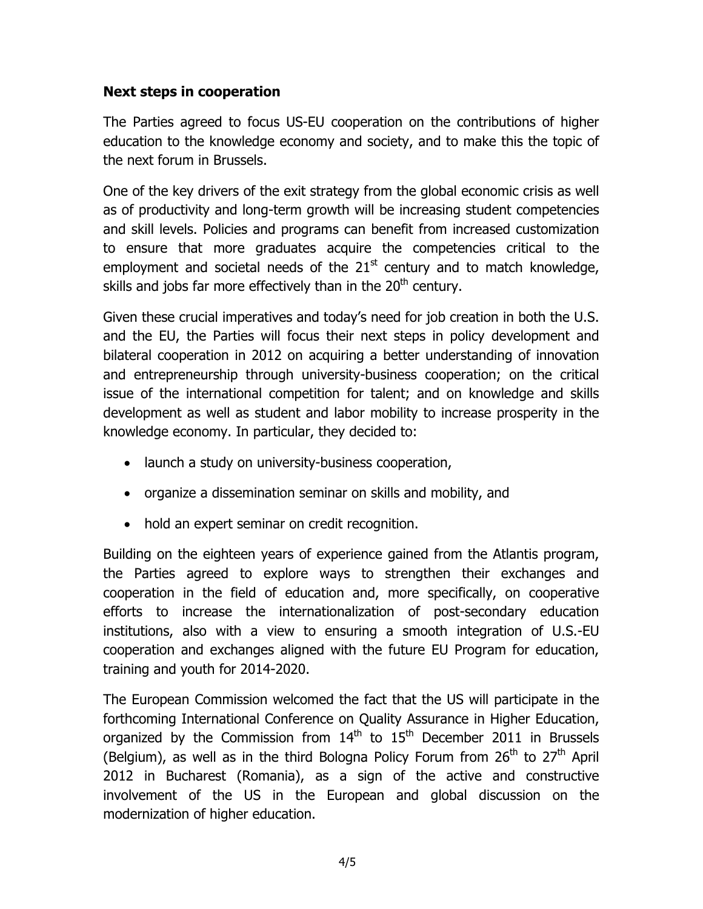## Next steps in cooperation

The Parties agreed to focus US-EU cooperation on the contributions of higher education to the knowledge economy and society, and to make this the topic of the next forum in Brussels.

One of the key drivers of the exit strategy from the global economic crisis as well as of productivity and long-term growth will be increasing student competencies and skill levels. Policies and programs can benefit from increased customization to ensure that more graduates acquire the competencies critical to the employment and societal needs of the 21st century and to match knowledge, skills and jobs far more effectively than in the 20th century.

Given these crucial imperatives and today's need for job creation in both the U.S. and the EU, the Parties will focus their next steps in policy development and bilateral cooperation in 2012 on acquiring a better understanding of innovation and entrepreneurship through university-business cooperation; on the critical issue of the international competition for talent; and on knowledge and skills development as well as student and labor mobility to increase prosperity in the knowledge economy. In particular, they decided to:

- launch a study on university-business cooperation,
- organize a dissemination seminar on skills and mobility, and
- hold an expert seminar on credit recognition.

Building on the eighteen years of experience gained from the Atlantis program, the Parties agreed to explore ways to strengthen their exchanges and cooperation in the field of education and, more specifically, on cooperative efforts to increase the internationalization of post-secondary education institutions, also with a view to ensuring a smooth integration of U.S.-EU cooperation and exchanges aligned with the future EU Program for education, training and youth for 2014-2020.

The European Commission welcomed the fact that the US will participate in the forthcoming International Conference on Quality Assurance in Higher Education, organized by the Commission from 14th to 15th December 2011 in Brussels (Belgium), as well as in the third Bologna Policy Forum from 26th to 27th April 2012 in Bucharest (Romania), as a sign of the active and constructive involvement of the US in the European and global discussion on the modernization of higher education.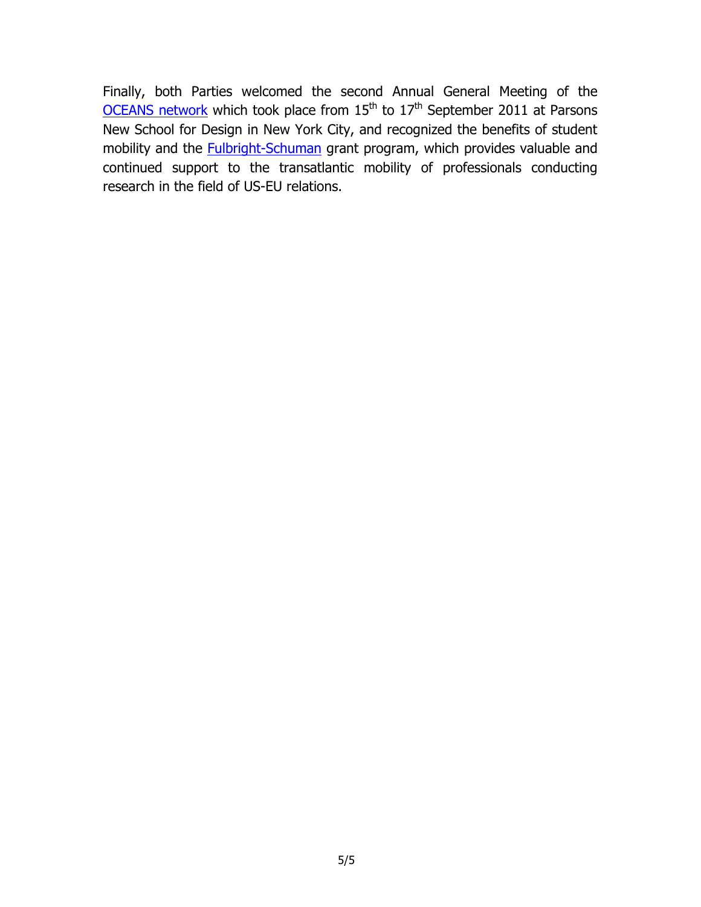Finally, both Parties welcomed the second Annual General Meeting of the OCEANS network which took place from 15th to 17th September 2011 at Parsons New School for Design in New York City, and recognized the benefits of student mobility and the Fulbright-Schuman grant program, which provides valuable and continued support to the transatlantic mobility of professionals conducting research in the field of US-EU relations.